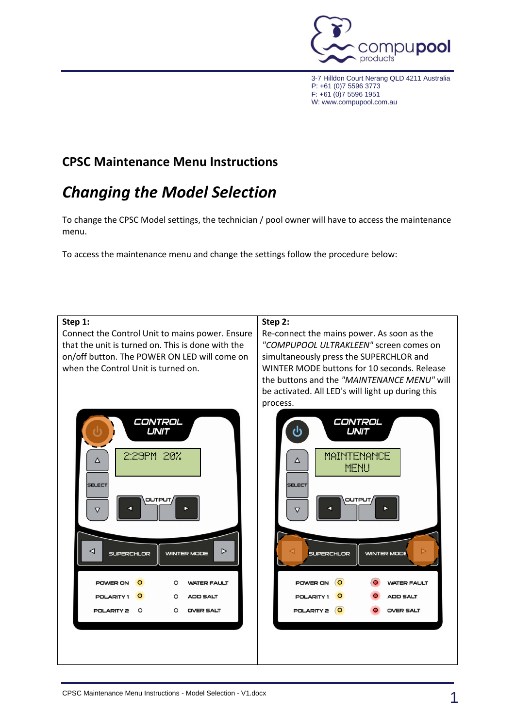3-7 Hilldon Court Nerang QLD 4211 Australia
P: +61 (0)7 5596 3773
F: +61 (0)7 5596 1951
W: www.compupool.com.au

## CPSC Maintenance Menu Instructions

# *Changing the Model Selection*

To change the CPSC Model settings, the technician / pool owner will have to access the maintenance menu.

To access the maintenance menu and change the settings follow the procedure below:

| **Step 1:**<br>Connect the Control Unit to mains power. Ensure that the unit is turned on. This is done with the on/off button. The POWER ON LED will come on when the Control Unit is turned on. | **Step 2:**<br>Re-connect the mains power. As soon as the *"COMPUPOOL ULTRAKLEEN"* screen comes on simultaneously press the SUPERCHLOR and WINTER MODE buttons for 10 seconds. Release the buttons and the *"MAINTENANCE MENU"* will be activated. All LED's will light up during this process. |
|---|---|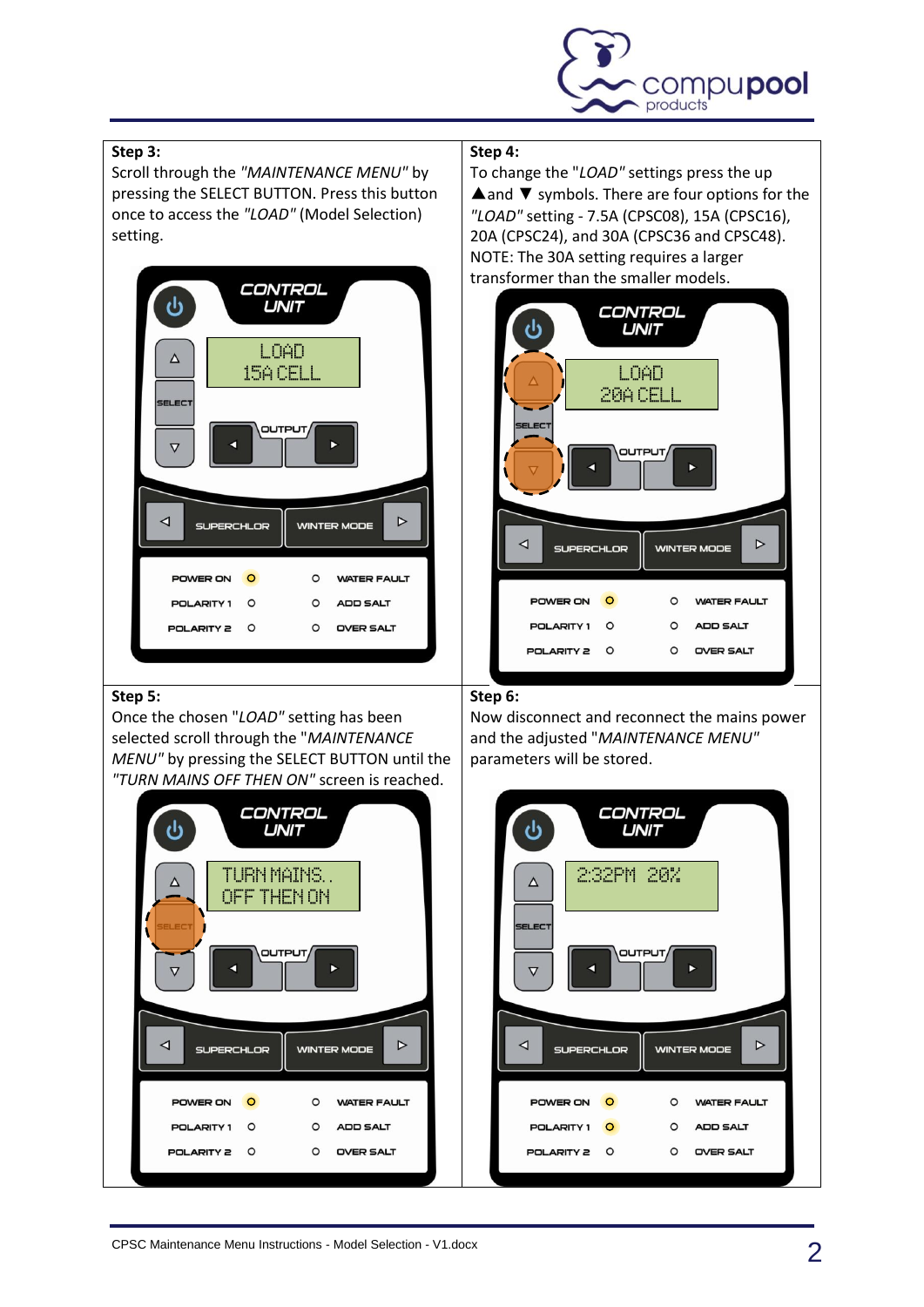**Step 3:**
Scroll through the *"MAINTENANCE MENU"* by pressing the SELECT BUTTON. Press this button once to access the *"LOAD"* (Model Selection) setting.

CONTROL UNIT
LOAD
15A CELL
SELECT
OUTPUT
SUPERCHLOR
WINTER MODE
POWER ON
POLARITY 1
POLARITY 2
WATER FAULT
ADD SALT
OVER SALT

**Step 4:**
To change the "*LOAD"* settings press the up ▲and ▼ symbols. There are four options for the *"LOAD"* setting - 7.5A (CPSC08), 15A (CPSC16), 20A (CPSC24), and 30A (CPSC36 and CPSC48). NOTE: The 30A setting requires a larger transformer than the smaller models.

CONTROL UNIT
LOAD
20A CELL
SELECT
OUTPUT
SUPERCHLOR
WINTER MODE
POWER ON
POLARITY 1
POLARITY 2
WATER FAULT
ADD SALT
OVER SALT

**Step 5:**
Once the chosen "*LOAD"* setting has been selected scroll through the *"MAINTENANCE MENU"* by pressing the SELECT BUTTON until the *"TURN MAINS OFF THEN ON"* screen is reached.

CONTROL UNIT
TURN MAINS..
OFF THEN ON
SELECT
OUTPUT
SUPERCHLOR
WINTER MODE
POWER ON
POLARITY 1
POLARITY 2
WATER FAULT
ADD SALT
OVER SALT

**Step 6:**
Now disconnect and reconnect the mains power and the adjusted "*MAINTENANCE MENU"* parameters will be stored.

CONTROL UNIT
2:32PM 20%
SELECT
OUTPUT
SUPERCHLOR
WINTER MODE
POWER ON
POLARITY 1
POLARITY 2
WATER FAULT
ADD SALT
OVER SALT